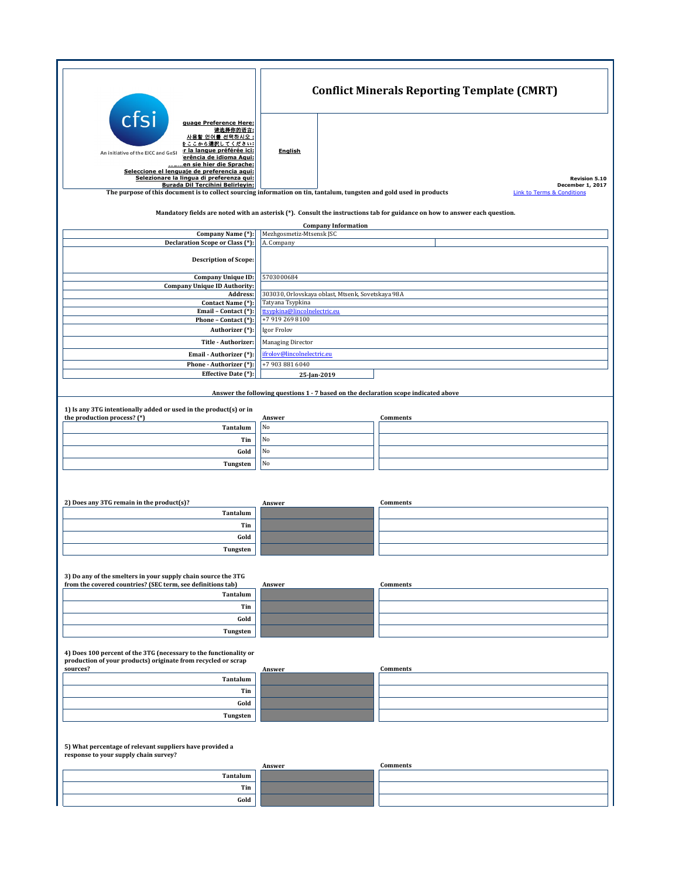# Conflict Minerals Reporting Template (CMRT)

cfsi
An initiative of the EICC and GeSI

Select Language Preference Here:
请选择你的语言:
사용할 언어를 선택하시오 :
表示言語をここから選択してください:
Sélectionner la langue préférée ici:
Selecione a preferência de idioma Aqui:
Wählen sie hier die Sprache:
Seleccione el lenguaje de preferencia aqui:
Selezionare la lingua di preferenza qui:
Burada Dil Tercihini Belirleyin:

English

Revision 5.10
December 1, 2017

The purpose of this document is to collect sourcing information on tin, tantalum, tungsten and gold used in products

Link to Terms & Conditions

Mandatory fields are noted with an asterisk (*). Consult the instructions tab for guidance on how to answer each question.

## Company Information

| | |
|---|---|
| Company Name (*): | Mezhgosmetiz-Mtsensk JSC |
| Declaration Scope or Class (*): | A. Company |
| Description of Scope: | |
| Company Unique ID: | 5703000684 |
| Company Unique ID Authority: | |
| Address: | 303030, Orlovskaya oblast, Mtsenk, Sovetskaya 98A |
| Contact Name (*): | Tatyana Tsypkina |
| Email – Contact (*): | ttsypkina@lincolnelectric.eu |
| Phone – Contact (*): | +7 919 269 8100 |
| Authorizer (*): | Igor Frolov |
| Title - Authorizer: | Managing Director |
| Email - Authorizer (*): | ifrolov@lincolnelectric.eu |
| Phone - Authorizer (*): | +7 903 881 6040 |
| Effective Date (*): | 25-Jan-2019 |

Answer the following questions 1 - 7 based on the declaration scope indicated above

1) Is any 3TG intentionally added or used in the product(s) or in the production process? (*)

| | Answer | Comments |
|---|---|---|
| Tantalum | No | |
| Tin | No | |
| Gold | No | |
| Tungsten | No | |

2) Does any 3TG remain in the product(s)?

| | Answer | Comments |
|---|---|---|
| Tantalum | | |
| Tin | | |
| Gold | | |
| Tungsten | | |

3) Do any of the smelters in your supply chain source the 3TG from the covered countries? (SEC term, see definitions tab)

| | Answer | Comments |
|---|---|---|
| Tantalum | | |
| Tin | | |
| Gold | | |
| Tungsten | | |

4) Does 100 percent of the 3TG (necessary to the functionality or production of your products) originate from recycled or scrap sources?

| | Answer | Comments |
|---|---|---|
| Tantalum | | |
| Tin | | |
| Gold | | |
| Tungsten | | |

5) What percentage of relevant suppliers have provided a response to your supply chain survey?

| | Answer | Comments |
|---|---|---|
| Tantalum | | |
| Tin | | |
| Gold | | |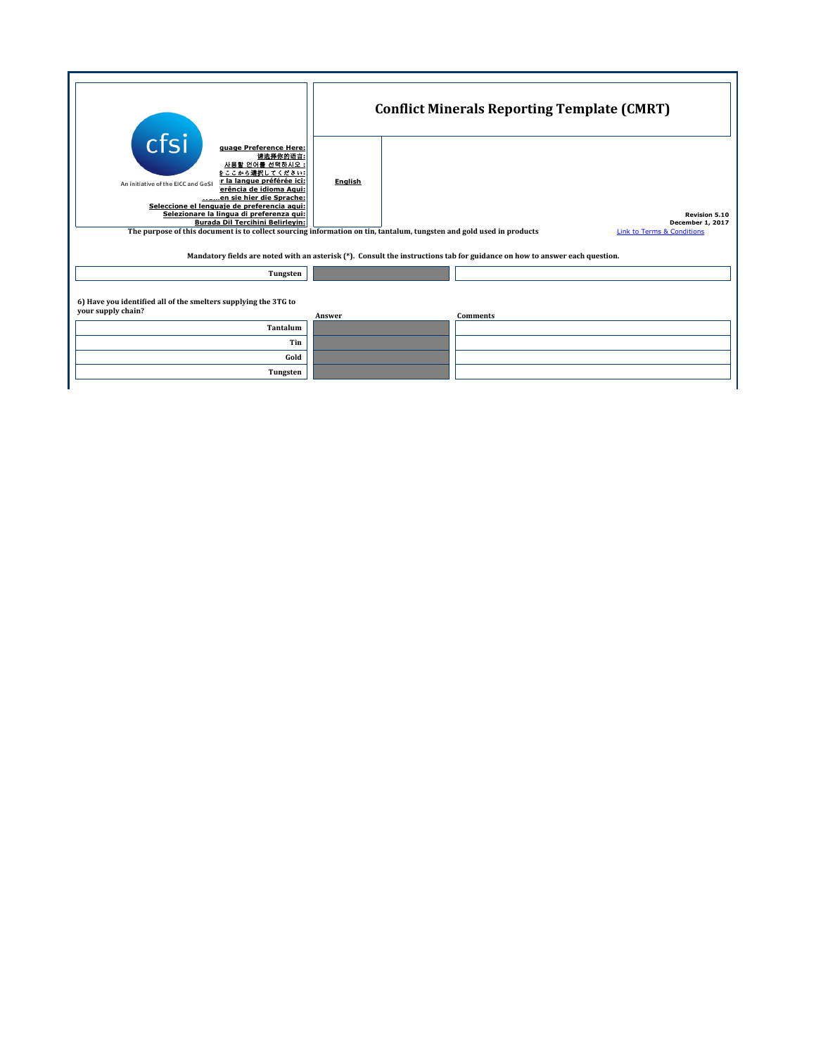# Conflict Minerals Reporting Template (CMRT)

cfsi

An initiative of the EICC and GeSI

guage Preference Here:
请选择你的语言:
사용할 언어를 선택하시오 :
をここから選択してください:
r la langue préférée ici:
erência de idioma Aqui:
......en sie hier die Sprache:
Seleccione el lenguaje de preferencia aqui:
Selezionare la lingua di preferenza qui:
Burada Dil Tercihini Belirleyin:

English

Revision 5.10
December 1, 2017

The purpose of this document is to collect sourcing information on tin, tantalum, tungsten and gold used in products

Link to Terms & Conditions

Mandatory fields are noted with an asterisk (*). Consult the instructions tab for guidance on how to answer each question.

| | | |
|---|---|---|
| Tungsten | | |

6) Have you identified all of the smelters supplying the 3TG to your supply chain?

| | Answer | Comments |
|---|---|---|
| Tantalum | | |
| Tin | | |
| Gold | | |
| Tungsten | | |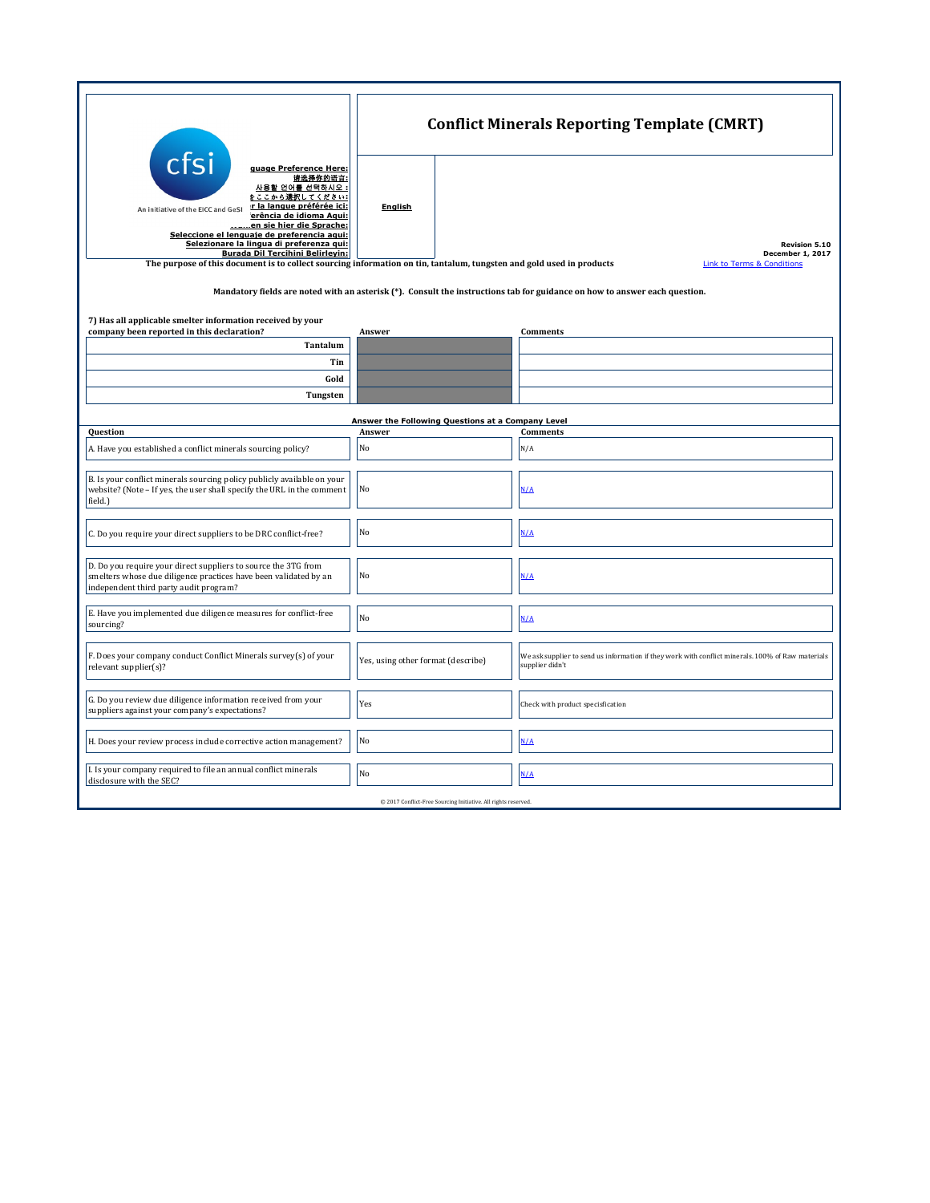cfsi

An initiative of the EICC and GeSI

guage Preference Here:
请选择你的语言:
사용할 언어를 선택하시오 :
をここから選択してください:
r la langue préférée ici:
erência de idioma Aqui:
……en sie hier die Sprache:
Seleccione el lenguaje de preferencia aqui:
Selezionare la lingua di preferenza qui:
Burada Dil Tercihini Belirleyin:

# Conflict Minerals Reporting Template (CMRT)

English

Revision 5.10
December 1, 2017

The purpose of this document is to collect sourcing information on tin, tantalum, tungsten and gold used in products

Link to Terms & Conditions

Mandatory fields are noted with an asterisk (*). Consult the instructions tab for guidance on how to answer each question.

| 7) Has all applicable smelter information received by your company been reported in this declaration? | Answer | Comments |
|---|---|---|
| Tantalum | | |
| Tin | | |
| Gold | | |
| Tungsten | | |

**Answer the Following Questions at a Company Level**

| Question | Answer | Comments |
|---|---|---|
| A. Have you established a conflict minerals sourcing policy? | No | N/A |
| B. Is your conflict minerals sourcing policy publicly available on your website? (Note – If yes, the user shall specify the URL in the comment field.) | No | N/A |
| C. Do you require your direct suppliers to be DRC conflict-free? | No | N/A |
| D. Do you require your direct suppliers to source the 3TG from smelters whose due diligence practices have been validated by an independent third party audit program? | No | N/A |
| E. Have you implemented due diligence measures for conflict-free sourcing? | No | N/A |
| F. Does your company conduct Conflict Minerals survey(s) of your relevant supplier(s)? | Yes, using other format (describe) | We ask supplier to send us information if they work with conflict minerals. 100% of Raw materials supplier didn't |
| G. Do you review due diligence information received from your suppliers against your company's expectations? | Yes | Check with product specisfication |
| H. Does your review process include corrective action management? | No | N/A |
| I. Is your company required to file an annual conflict minerals disclosure with the SEC? | No | N/A |

© 2017 Conflict-Free Sourcing Initiative. All rights reserved.